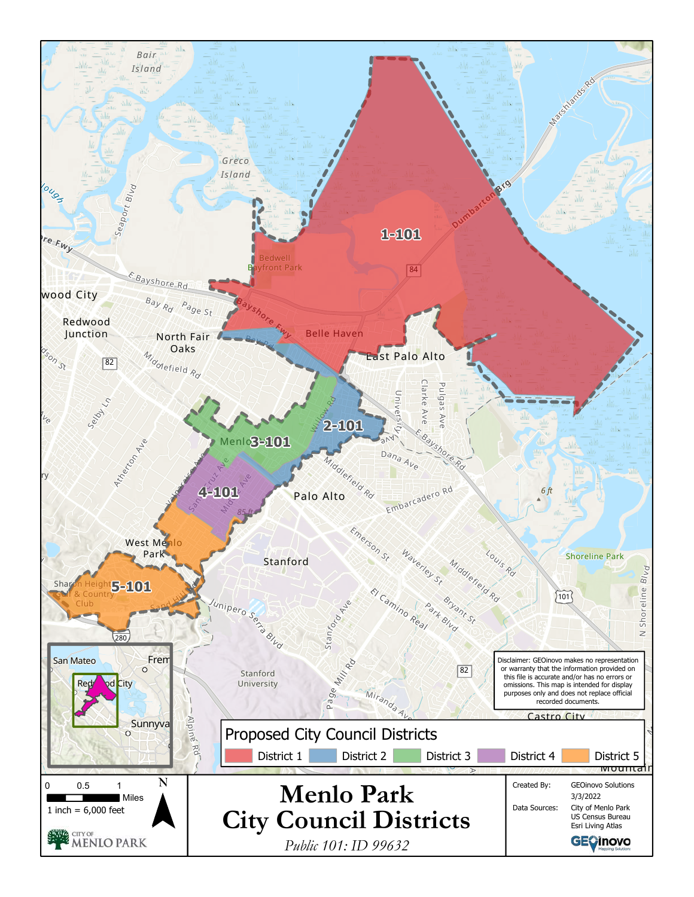# Menlo Park City Council Districts

*Public 101: ID 99632*

## Proposed City Council Districts

- District 1
- District 2
- District 3
- District 4
- District 5

1-101

2-101

3-101

4-101

5-101

0 0.5 1 Miles

1 inch = 6,000 feet

N

CITY OF MENLO PARK

Disclaimer: GEOinovo makes no representation or warranty that the information provided on this file is accurate and/or has no errors or omissions. This map is intended for display purposes only and does not replace official recorded documents.

| | |
|---|---|
| Created By: | GEOinovo Solutions |
| | 3/3/2022 |
| Data Sources: | City of Menlo Park |
| | US Census Bureau |
| | Esri Living Atlas |

GEOinovo Mapping Solutions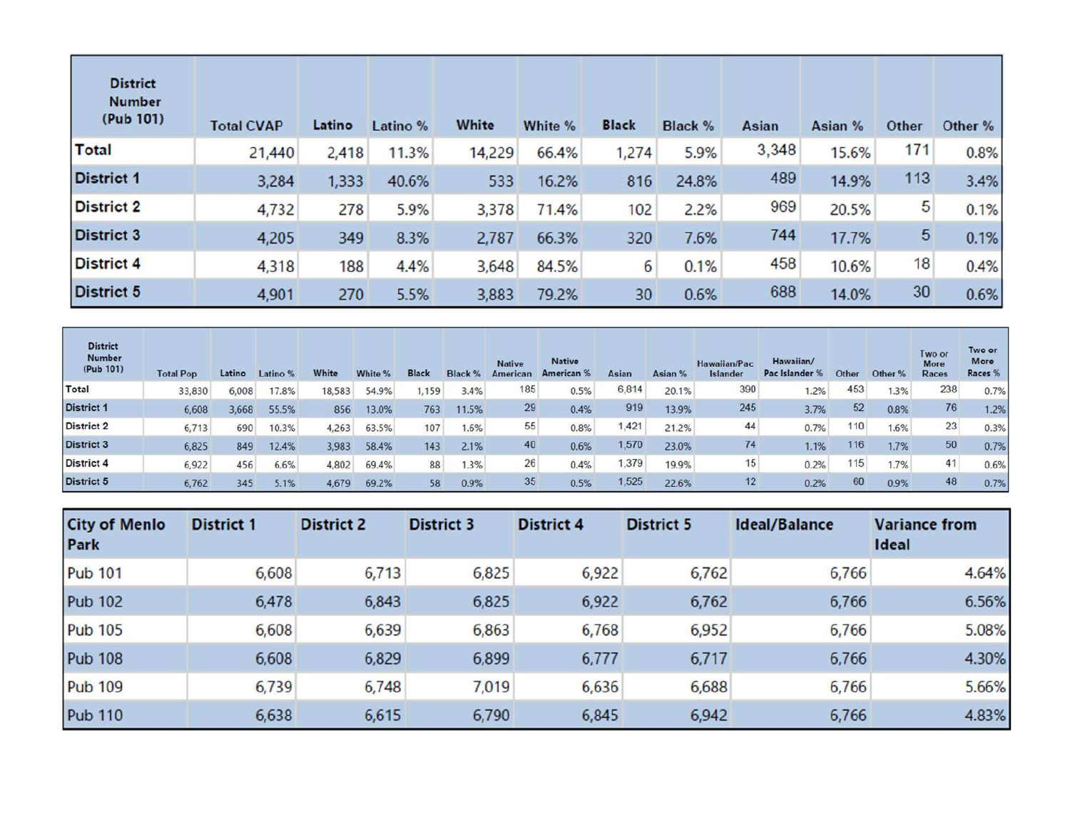| District Number (Pub 101) | Total CVAP | Latino | Latino % | White | White % | Black | Black % | Asian | Asian % | Other | Other % |
|---|---|---|---|---|---|---|---|---|---|---|---|
| **Total** | 21,440 | 2,418 | 11.3% | 14,229 | 66.4% | 1,274 | 5.9% | 3,348 | 15.6% | 171 | 0.8% |
| **District 1** | 3,284 | 1,333 | 40.6% | 533 | 16.2% | 816 | 24.8% | 489 | 14.9% | 113 | 3.4% |
| **District 2** | 4,732 | 278 | 5.9% | 3,378 | 71.4% | 102 | 2.2% | 969 | 20.5% | 5 | 0.1% |
| **District 3** | 4,205 | 349 | 8.3% | 2,787 | 66.3% | 320 | 7.6% | 744 | 17.7% | 5 | 0.1% |
| **District 4** | 4,318 | 188 | 4.4% | 3,648 | 84.5% | 6 | 0.1% | 458 | 10.6% | 18 | 0.4% |
| **District 5** | 4,901 | 270 | 5.5% | 3,883 | 79.2% | 30 | 0.6% | 688 | 14.0% | 30 | 0.6% |

| District Number (Pub 101) | Total Pop | Latino | Latino % | White | White % | Black | Black % | Native American | Native American % | Asian | Asian % | Hawaiian/Pac Islander | Hawaiian/ Pac Islander % | Other | Other % | Two or More Races | Two or More Races % |
|---|---|---|---|---|---|---|---|---|---|---|---|---|---|---|---|---|---|
| **Total** | 33,830 | 6,008 | 17.8% | 18,583 | 54.9% | 1,159 | 3.4% | 185 | 0.5% | 6,814 | 20.1% | 390 | 1.2% | 453 | 1.3% | 238 | 0.7% |
| **District 1** | 6,608 | 3,668 | 55.5% | 856 | 13.0% | 763 | 11.5% | 29 | 0.4% | 919 | 13.9% | 245 | 3.7% | 52 | 0.8% | 76 | 1.2% |
| **District 2** | 6,713 | 690 | 10.3% | 4,263 | 63.5% | 107 | 1.6% | 55 | 0.8% | 1,421 | 21.2% | 44 | 0.7% | 110 | 1.6% | 23 | 0.3% |
| **District 3** | 6,825 | 849 | 12.4% | 3,983 | 58.4% | 143 | 2.1% | 40 | 0.6% | 1,570 | 23.0% | 74 | 1.1% | 116 | 1.7% | 50 | 0.7% |
| **District 4** | 6,922 | 456 | 6.6% | 4,802 | 69.4% | 88 | 1.3% | 26 | 0.4% | 1,379 | 19.9% | 15 | 0.2% | 115 | 1.7% | 41 | 0.6% |
| **District 5** | 6,762 | 345 | 5.1% | 4,679 | 69.2% | 58 | 0.9% | 35 | 0.5% | 1,525 | 22.6% | 12 | 0.2% | 60 | 0.9% | 48 | 0.7% |

| City of Menlo Park | District 1 | District 2 | District 3 | District 4 | District 5 | Ideal/Balance | Variance from Ideal |
|---|---|---|---|---|---|---|---|
| Pub 101 | 6,608 | 6,713 | 6,825 | 6,922 | 6,762 | 6,766 | 4.64% |
| Pub 102 | 6,478 | 6,843 | 6,825 | 6,922 | 6,762 | 6,766 | 6.56% |
| Pub 105 | 6,608 | 6,639 | 6,863 | 6,768 | 6,952 | 6,766 | 5.08% |
| Pub 108 | 6,608 | 6,829 | 6,899 | 6,777 | 6,717 | 6,766 | 4.30% |
| Pub 109 | 6,739 | 6,748 | 7,019 | 6,636 | 6,688 | 6,766 | 5.66% |
| Pub 110 | 6,638 | 6,615 | 6,790 | 6,845 | 6,942 | 6,766 | 4.83% |